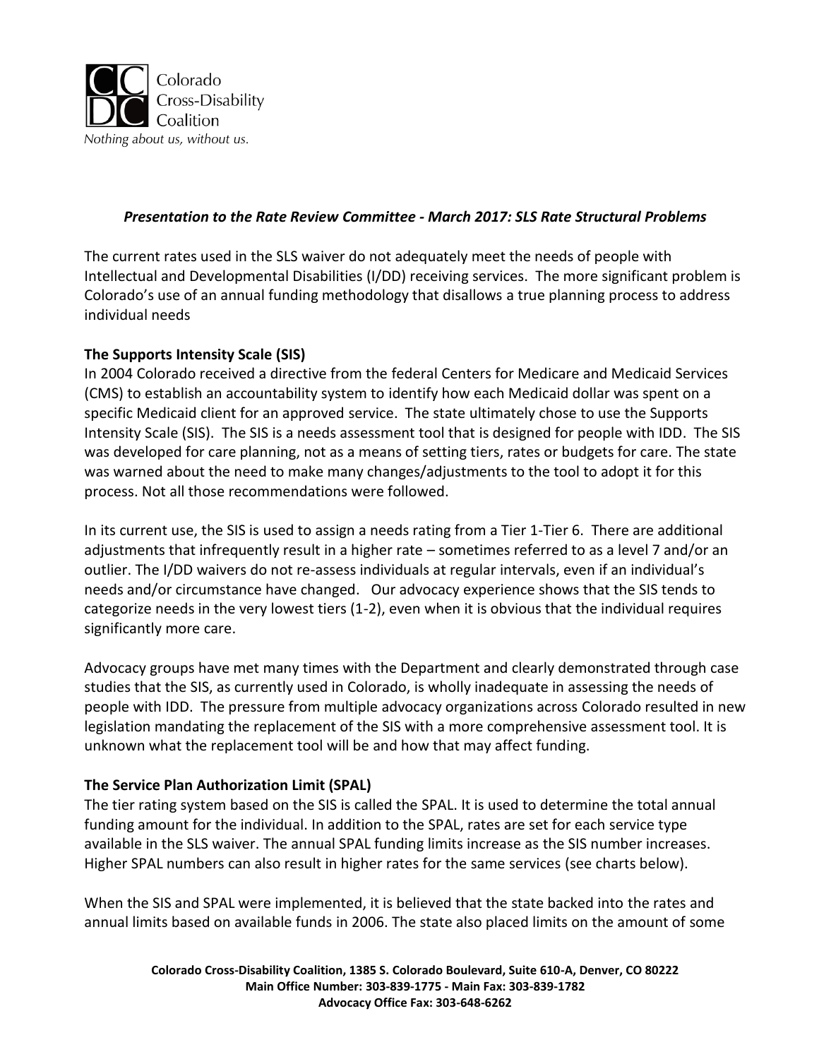Colorado Cross-Disability Coalition

*Nothing about us, without us.*

***Presentation to the Rate Review Committee - March 2017: SLS Rate Structural Problems***

The current rates used in the SLS waiver do not adequately meet the needs of people with Intellectual and Developmental Disabilities (I/DD) receiving services. The more significant problem is Colorado's use of an annual funding methodology that disallows a true planning process to address individual needs

**The Supports Intensity Scale (SIS)**

In 2004 Colorado received a directive from the federal Centers for Medicare and Medicaid Services (CMS) to establish an accountability system to identify how each Medicaid dollar was spent on a specific Medicaid client for an approved service. The state ultimately chose to use the Supports Intensity Scale (SIS). The SIS is a needs assessment tool that is designed for people with IDD. The SIS was developed for care planning, not as a means of setting tiers, rates or budgets for care. The state was warned about the need to make many changes/adjustments to the tool to adopt it for this process. Not all those recommendations were followed.

In its current use, the SIS is used to assign a needs rating from a Tier 1-Tier 6. There are additional adjustments that infrequently result in a higher rate – sometimes referred to as a level 7 and/or an outlier. The I/DD waivers do not re-assess individuals at regular intervals, even if an individual's needs and/or circumstance have changed. Our advocacy experience shows that the SIS tends to categorize needs in the very lowest tiers (1-2), even when it is obvious that the individual requires significantly more care.

Advocacy groups have met many times with the Department and clearly demonstrated through case studies that the SIS, as currently used in Colorado, is wholly inadequate in assessing the needs of people with IDD. The pressure from multiple advocacy organizations across Colorado resulted in new legislation mandating the replacement of the SIS with a more comprehensive assessment tool. It is unknown what the replacement tool will be and how that may affect funding.

**The Service Plan Authorization Limit (SPAL)**

The tier rating system based on the SIS is called the SPAL. It is used to determine the total annual funding amount for the individual. In addition to the SPAL, rates are set for each service type available in the SLS waiver. The annual SPAL funding limits increase as the SIS number increases. Higher SPAL numbers can also result in higher rates for the same services (see charts below).

When the SIS and SPAL were implemented, it is believed that the state backed into the rates and annual limits based on available funds in 2006. The state also placed limits on the amount of some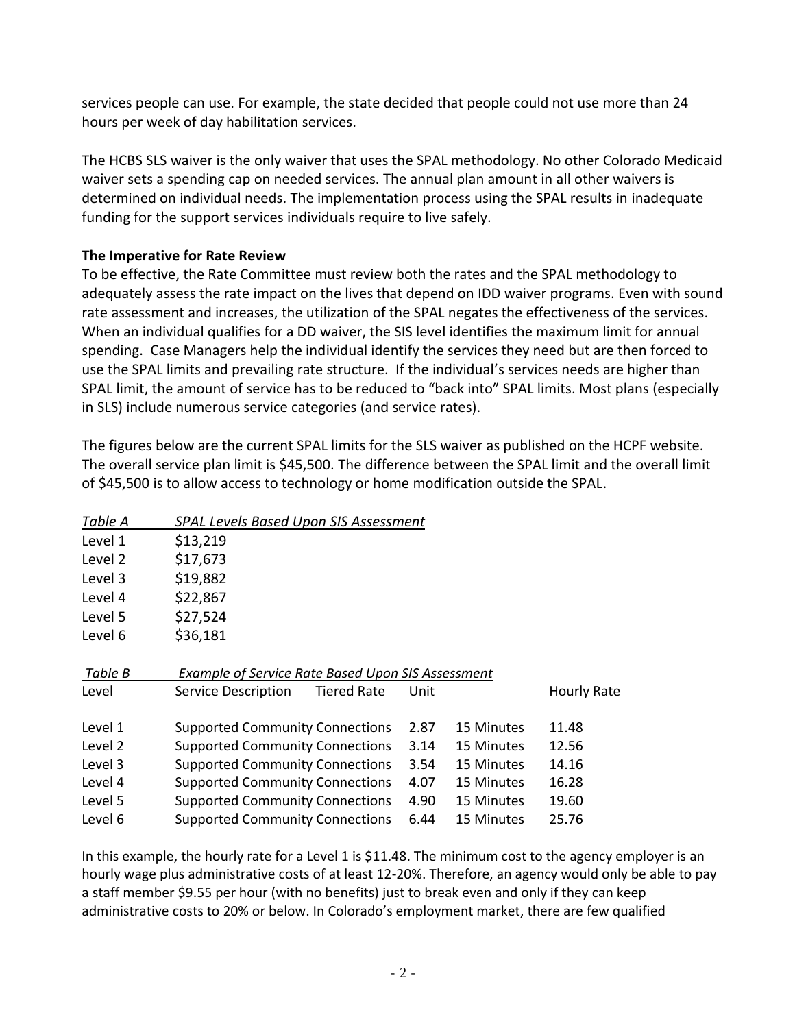services people can use. For example, the state decided that people could not use more than 24 hours per week of day habilitation services.

The HCBS SLS waiver is the only waiver that uses the SPAL methodology. No other Colorado Medicaid waiver sets a spending cap on needed services. The annual plan amount in all other waivers is determined on individual needs. The implementation process using the SPAL results in inadequate funding for the support services individuals require to live safely.

**The Imperative for Rate Review**

To be effective, the Rate Committee must review both the rates and the SPAL methodology to adequately assess the rate impact on the lives that depend on IDD waiver programs. Even with sound rate assessment and increases, the utilization of the SPAL negates the effectiveness of the services. When an individual qualifies for a DD waiver, the SIS level identifies the maximum limit for annual spending. Case Managers help the individual identify the services they need but are then forced to use the SPAL limits and prevailing rate structure. If the individual's services needs are higher than SPAL limit, the amount of service has to be reduced to "back into" SPAL limits. Most plans (especially in SLS) include numerous service categories (and service rates).

The figures below are the current SPAL limits for the SLS waiver as published on the HCPF website. The overall service plan limit is $45,500. The difference between the SPAL limit and the overall limit of $45,500 is to allow access to technology or home modification outside the SPAL.

| *Table A* | *SPAL Levels Based Upon SIS Assessment* |
|---|---|
| Level 1 | $13,219 |
| Level 2 | $17,673 |
| Level 3 | $19,882 |
| Level 4 | $22,867 |
| Level 5 | $27,524 |
| Level 6 | $36,181 |

*Table B* *Example of Service Rate Based Upon SIS Assessment*

| Level | Service Description | Tiered Rate | Unit | Hourly Rate |
|---|---|---|---|---|
| Level 1 | Supported Community Connections | 2.87 | 15 Minutes | 11.48 |
| Level 2 | Supported Community Connections | 3.14 | 15 Minutes | 12.56 |
| Level 3 | Supported Community Connections | 3.54 | 15 Minutes | 14.16 |
| Level 4 | Supported Community Connections | 4.07 | 15 Minutes | 16.28 |
| Level 5 | Supported Community Connections | 4.90 | 15 Minutes | 19.60 |
| Level 6 | Supported Community Connections | 6.44 | 15 Minutes | 25.76 |

In this example, the hourly rate for a Level 1 is $11.48. The minimum cost to the agency employer is an hourly wage plus administrative costs of at least 12-20%. Therefore, an agency would only be able to pay a staff member $9.55 per hour (with no benefits) just to break even and only if they can keep administrative costs to 20% or below. In Colorado's employment market, there are few qualified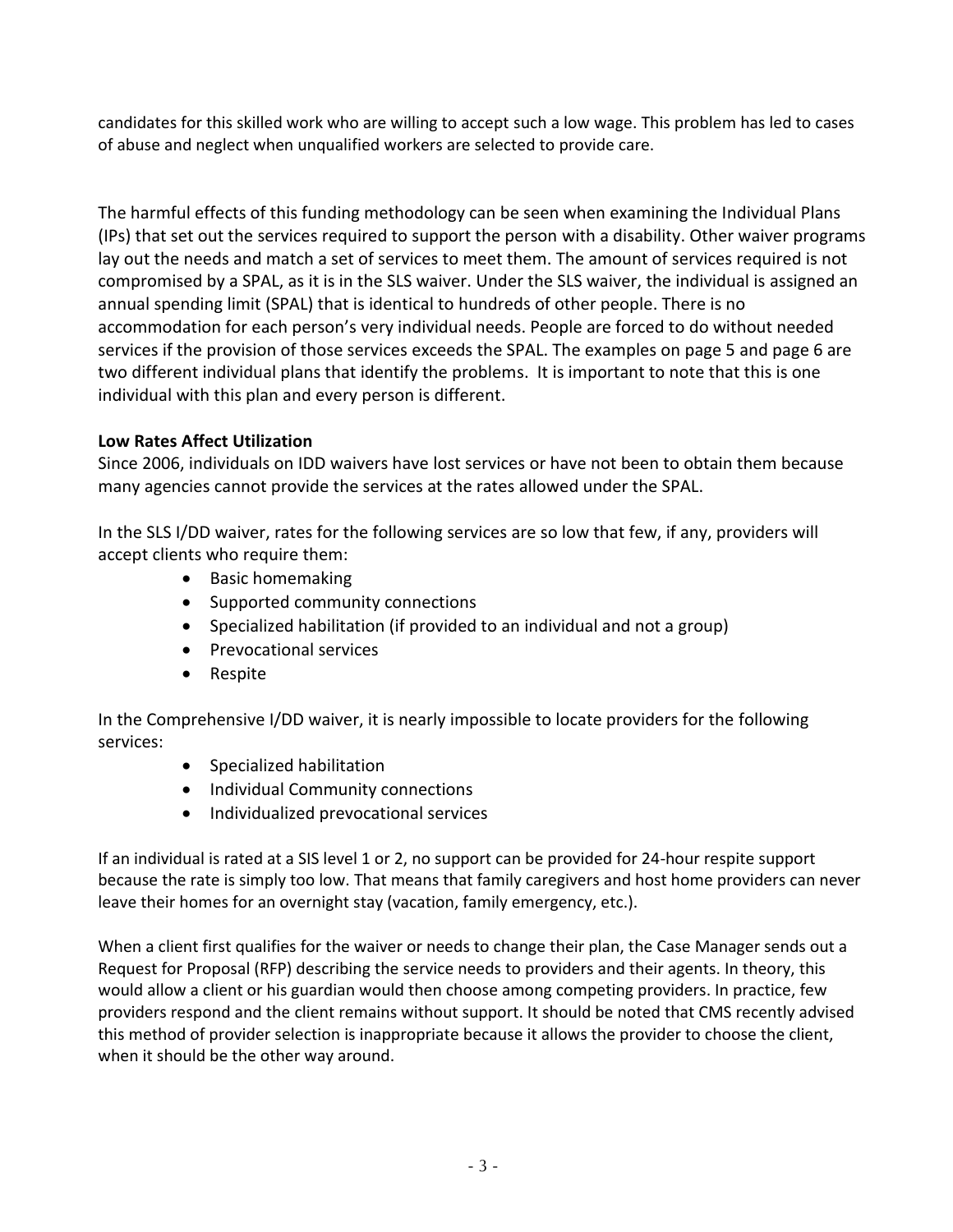candidates for this skilled work who are willing to accept such a low wage. This problem has led to cases of abuse and neglect when unqualified workers are selected to provide care.

The harmful effects of this funding methodology can be seen when examining the Individual Plans (IPs) that set out the services required to support the person with a disability. Other waiver programs lay out the needs and match a set of services to meet them. The amount of services required is not compromised by a SPAL, as it is in the SLS waiver. Under the SLS waiver, the individual is assigned an annual spending limit (SPAL) that is identical to hundreds of other people. There is no accommodation for each person's very individual needs. People are forced to do without needed services if the provision of those services exceeds the SPAL. The examples on page 5 and page 6 are two different individual plans that identify the problems. It is important to note that this is one individual with this plan and every person is different.

**Low Rates Affect Utilization**

Since 2006, individuals on IDD waivers have lost services or have not been to obtain them because many agencies cannot provide the services at the rates allowed under the SPAL.

In the SLS I/DD waiver, rates for the following services are so low that few, if any, providers will accept clients who require them:

- Basic homemaking
- Supported community connections
- Specialized habilitation (if provided to an individual and not a group)
- Prevocational services
- Respite

In the Comprehensive I/DD waiver, it is nearly impossible to locate providers for the following services:

- Specialized habilitation
- Individual Community connections
- Individualized prevocational services

If an individual is rated at a SIS level 1 or 2, no support can be provided for 24-hour respite support because the rate is simply too low. That means that family caregivers and host home providers can never leave their homes for an overnight stay (vacation, family emergency, etc.).

When a client first qualifies for the waiver or needs to change their plan, the Case Manager sends out a Request for Proposal (RFP) describing the service needs to providers and their agents. In theory, this would allow a client or his guardian would then choose among competing providers. In practice, few providers respond and the client remains without support. It should be noted that CMS recently advised this method of provider selection is inappropriate because it allows the provider to choose the client, when it should be the other way around.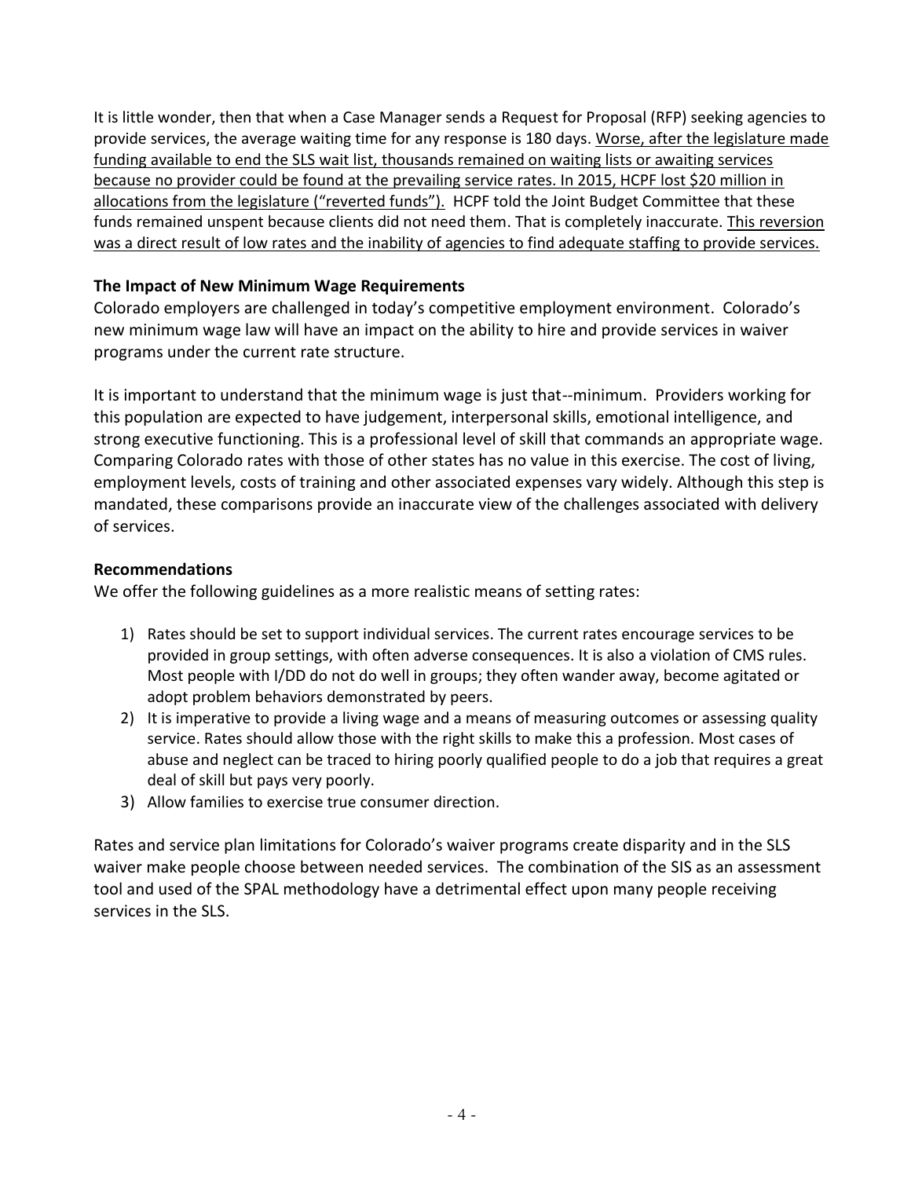It is little wonder, then that when a Case Manager sends a Request for Proposal (RFP) seeking agencies to provide services, the average waiting time for any response is 180 days. <u>Worse, after the legislature made funding available to end the SLS wait list, thousands remained on waiting lists or awaiting services because no provider could be found at the prevailing service rates. In 2015, HCPF lost $20 million in allocations from the legislature ("reverted funds").</u> HCPF told the Joint Budget Committee that these funds remained unspent because clients did not need them. That is completely inaccurate. <u>This reversion was a direct result of low rates and the inability of agencies to find adequate staffing to provide services.</u>

**The Impact of New Minimum Wage Requirements**

Colorado employers are challenged in today's competitive employment environment. Colorado's new minimum wage law will have an impact on the ability to hire and provide services in waiver programs under the current rate structure.

It is important to understand that the minimum wage is just that--minimum. Providers working for this population are expected to have judgement, interpersonal skills, emotional intelligence, and strong executive functioning. This is a professional level of skill that commands an appropriate wage. Comparing Colorado rates with those of other states has no value in this exercise. The cost of living, employment levels, costs of training and other associated expenses vary widely. Although this step is mandated, these comparisons provide an inaccurate view of the challenges associated with delivery of services.

**Recommendations**

We offer the following guidelines as a more realistic means of setting rates:

1) Rates should be set to support individual services. The current rates encourage services to be provided in group settings, with often adverse consequences. It is also a violation of CMS rules. Most people with I/DD do not do well in groups; they often wander away, become agitated or adopt problem behaviors demonstrated by peers.
2) It is imperative to provide a living wage and a means of measuring outcomes or assessing quality service. Rates should allow those with the right skills to make this a profession. Most cases of abuse and neglect can be traced to hiring poorly qualified people to do a job that requires a great deal of skill but pays very poorly.
3) Allow families to exercise true consumer direction.

Rates and service plan limitations for Colorado's waiver programs create disparity and in the SLS waiver make people choose between needed services. The combination of the SIS as an assessment tool and used of the SPAL methodology have a detrimental effect upon many people receiving services in the SLS.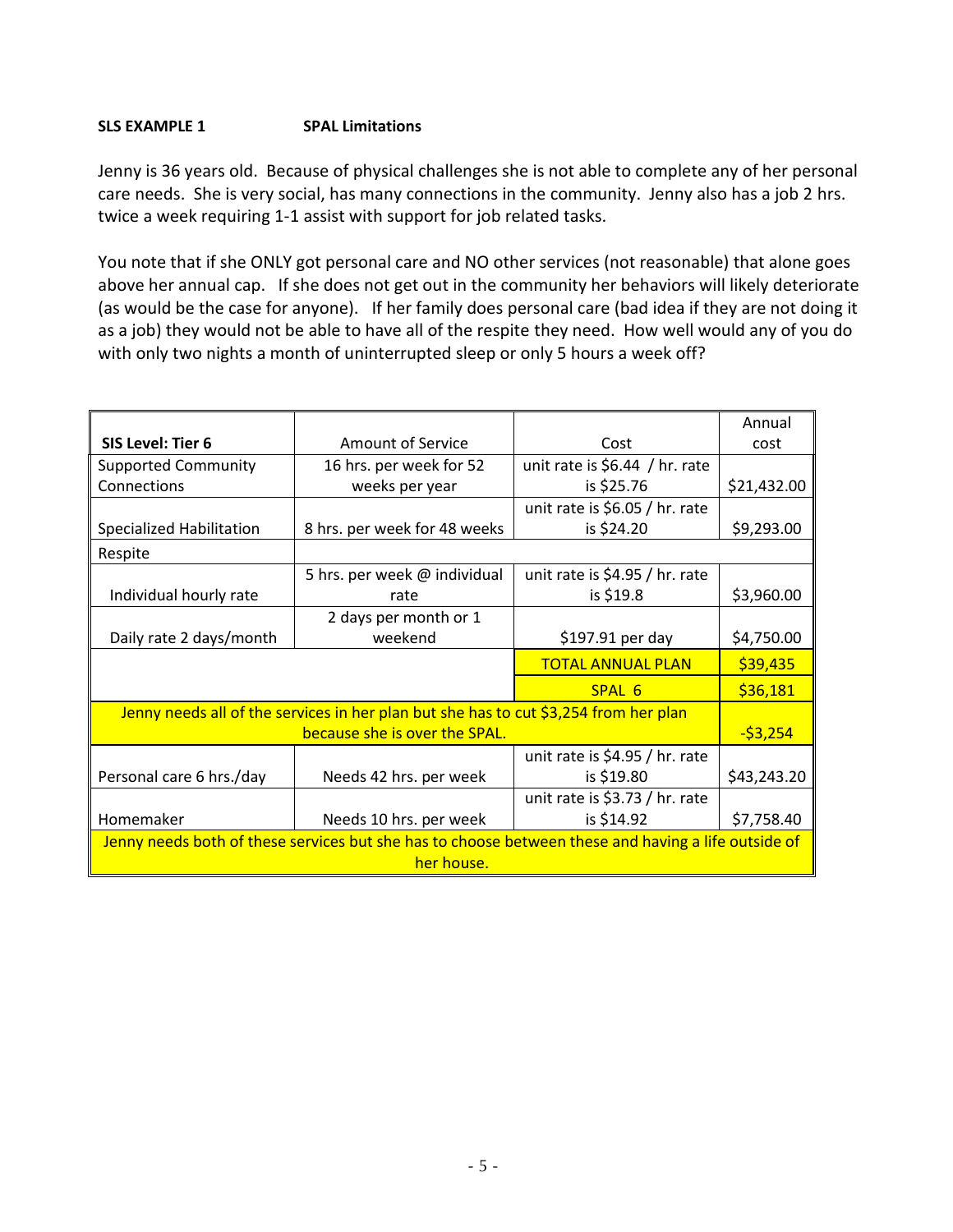**SLS EXAMPLE 1** **SPAL Limitations**

Jenny is 36 years old. Because of physical challenges she is not able to complete any of her personal care needs. She is very social, has many connections in the community. Jenny also has a job 2 hrs. twice a week requiring 1-1 assist with support for job related tasks.

You note that if she ONLY got personal care and NO other services (not reasonable) that alone goes above her annual cap. If she does not get out in the community her behaviors will likely deteriorate (as would be the case for anyone). If her family does personal care (bad idea if they are not doing it as a job) they would not be able to have all of the respite they need. How well would any of you do with only two nights a month of uninterrupted sleep or only 5 hours a week off?

| **SIS Level: Tier 6** | Amount of Service | Cost | Annual cost |
|---|---|---|---|
| Supported Community Connections | 16 hrs. per week for 52 weeks per year | unit rate is $6.44 / hr. rate is $25.76 | $21,432.00 |
| Specialized Habilitation | 8 hrs. per week for 48 weeks | unit rate is $6.05 / hr. rate is $24.20 | $9,293.00 |
| Respite | | | |
| Individual hourly rate | 5 hrs. per week @ individual rate | unit rate is $4.95 / hr. rate is $19.8 | $3,960.00 |
| Daily rate 2 days/month | 2 days per month or 1 weekend | $197.91 per day | $4,750.00 |
| | | TOTAL ANNUAL PLAN | $39,435 |
| | | SPAL 6 | $36,181 |
| Jenny needs all of the services in her plan but she has to cut $3,254 from her plan because she is over the SPAL. | | | -$3,254 |
| Personal care 6 hrs./day | Needs 42 hrs. per week | unit rate is $4.95 / hr. rate is $19.80 | $43,243.20 |
| Homemaker | Needs 10 hrs. per week | unit rate is $3.73 / hr. rate is $14.92 | $7,758.40 |
| Jenny needs both of these services but she has to choose between these and having a life outside of her house. | | | |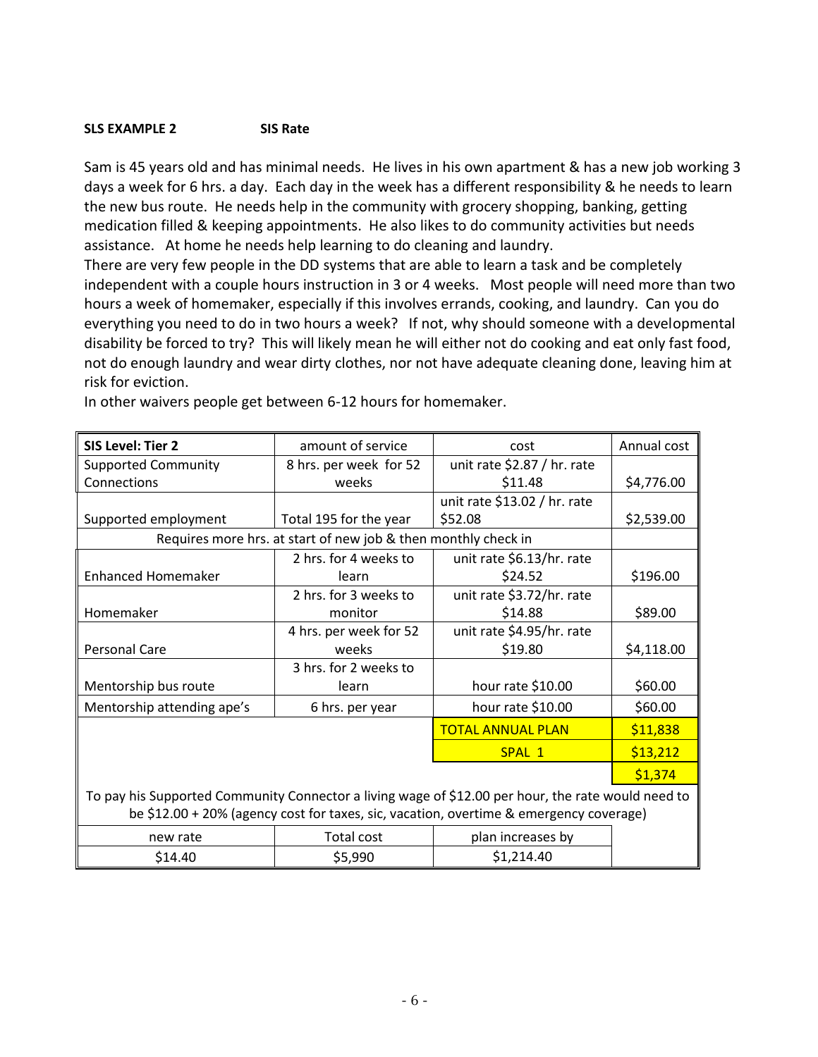**SLS EXAMPLE 2 SIS Rate**

Sam is 45 years old and has minimal needs. He lives in his own apartment & has a new job working 3 days a week for 6 hrs. a day. Each day in the week has a different responsibility & he needs to learn the new bus route. He needs help in the community with grocery shopping, banking, getting medication filled & keeping appointments. He also likes to do community activities but needs assistance. At home he needs help learning to do cleaning and laundry.

There are very few people in the DD systems that are able to learn a task and be completely independent with a couple hours instruction in 3 or 4 weeks. Most people will need more than two hours a week of homemaker, especially if this involves errands, cooking, and laundry. Can you do everything you need to do in two hours a week? If not, why should someone with a developmental disability be forced to try? This will likely mean he will either not do cooking and eat only fast food, not do enough laundry and wear dirty clothes, nor not have adequate cleaning done, leaving him at risk for eviction.

In other waivers people get between 6-12 hours for homemaker.

| SIS Level: Tier 2 | amount of service | cost | Annual cost |
|---|---|---|---|
| Supported Community Connections | 8 hrs. per week for 52 weeks | unit rate $2.87 / hr. rate $11.48 | $4,776.00 |
| Supported employment | Total 195 for the year | unit rate $13.02 / hr. rate $52.08 | $2,539.00 |
| Requires more hrs. at start of new job & then monthly check in | | | |
| Enhanced Homemaker | 2 hrs. for 4 weeks to learn | unit rate $6.13/hr. rate $24.52 | $196.00 |
| Homemaker | 2 hrs. for 3 weeks to monitor | unit rate $3.72/hr. rate $14.88 | $89.00 |
| Personal Care | 4 hrs. per week for 52 weeks | unit rate $4.95/hr. rate $19.80 | $4,118.00 |
| Mentorship bus route | 3 hrs. for 2 weeks to learn | hour rate $10.00 | $60.00 |
| Mentorship attending ape's | 6 hrs. per year | hour rate $10.00 | $60.00 |
| | | TOTAL ANNUAL PLAN | $11,838 |
| | | SPAL 1 | $13,212 |
| | | | $1,374 |

To pay his Supported Community Connector a living wage of $12.00 per hour, the rate would need to be $12.00 + 20% (agency cost for taxes, sic, vacation, overtime & emergency coverage)

| new rate | Total cost | plan increases by |
|---|---|---|
| $14.40 | $5,990 | $1,214.40 |